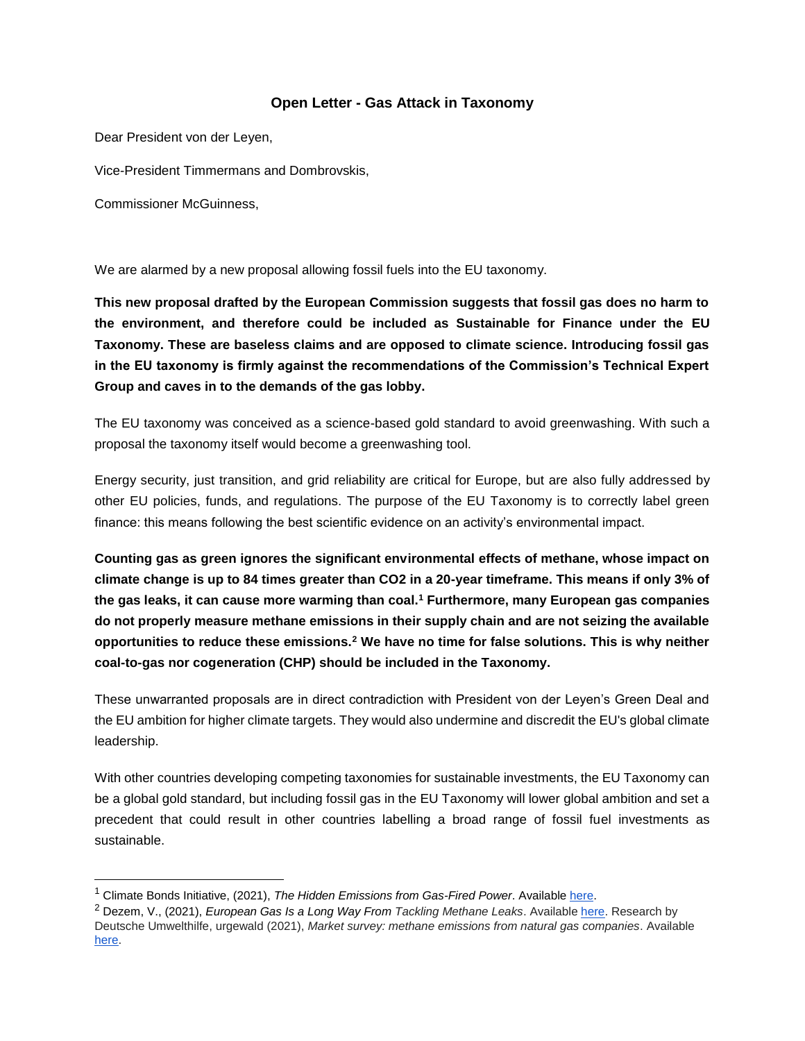# Open Letter - Gas Attack in Taxonomy

Dear President von der Leyen,

Vice-President Timmermans and Dombrovskis,

Commissioner McGuinness,

We are alarmed by a new proposal allowing fossil fuels into the EU taxonomy.

**This new proposal drafted by the European Commission suggests that fossil gas does no harm to the environment, and therefore could be included as Sustainable for Finance under the EU Taxonomy. These are baseless claims and are opposed to climate science. Introducing fossil gas in the EU taxonomy is firmly against the recommendations of the Commission's Technical Expert Group and caves in to the demands of the gas lobby.**

The EU taxonomy was conceived as a science-based gold standard to avoid greenwashing. With such a proposal the taxonomy itself would become a greenwashing tool.

Energy security, just transition, and grid reliability are critical for Europe, but are also fully addressed by other EU policies, funds, and regulations. The purpose of the EU Taxonomy is to correctly label green finance: this means following the best scientific evidence on an activity's environmental impact.

**Counting gas as green ignores the significant environmental effects of methane, whose impact on climate change is up to 84 times greater than CO2 in a 20-year timeframe. This means if only 3% of the gas leaks, it can cause more warming than coal.[1] Furthermore, many European gas companies do not properly measure methane emissions in their supply chain and are not seizing the available opportunities to reduce these emissions.[2] We have no time for false solutions. This is why neither coal-to-gas nor cogeneration (CHP) should be included in the Taxonomy.**

These unwarranted proposals are in direct contradiction with President von der Leyen's Green Deal and the EU ambition for higher climate targets. They would also undermine and discredit the EU's global climate leadership.

With other countries developing competing taxonomies for sustainable investments, the EU Taxonomy can be a global gold standard, but including fossil gas in the EU Taxonomy will lower global ambition and set a precedent that could result in other countries labelling a broad range of fossil fuel investments as sustainable.

---

[1] Climate Bonds Initiative, (2021), *The Hidden Emissions from Gas-Fired Power*. Available here.

[2] Dezem, V., (2021), *European Gas Is a Long Way From Tackling Methane Leaks*. Available here. Research by Deutsche Umwelthilfe, urgewald (2021), *Market survey: methane emissions from natural gas companies*. Available here.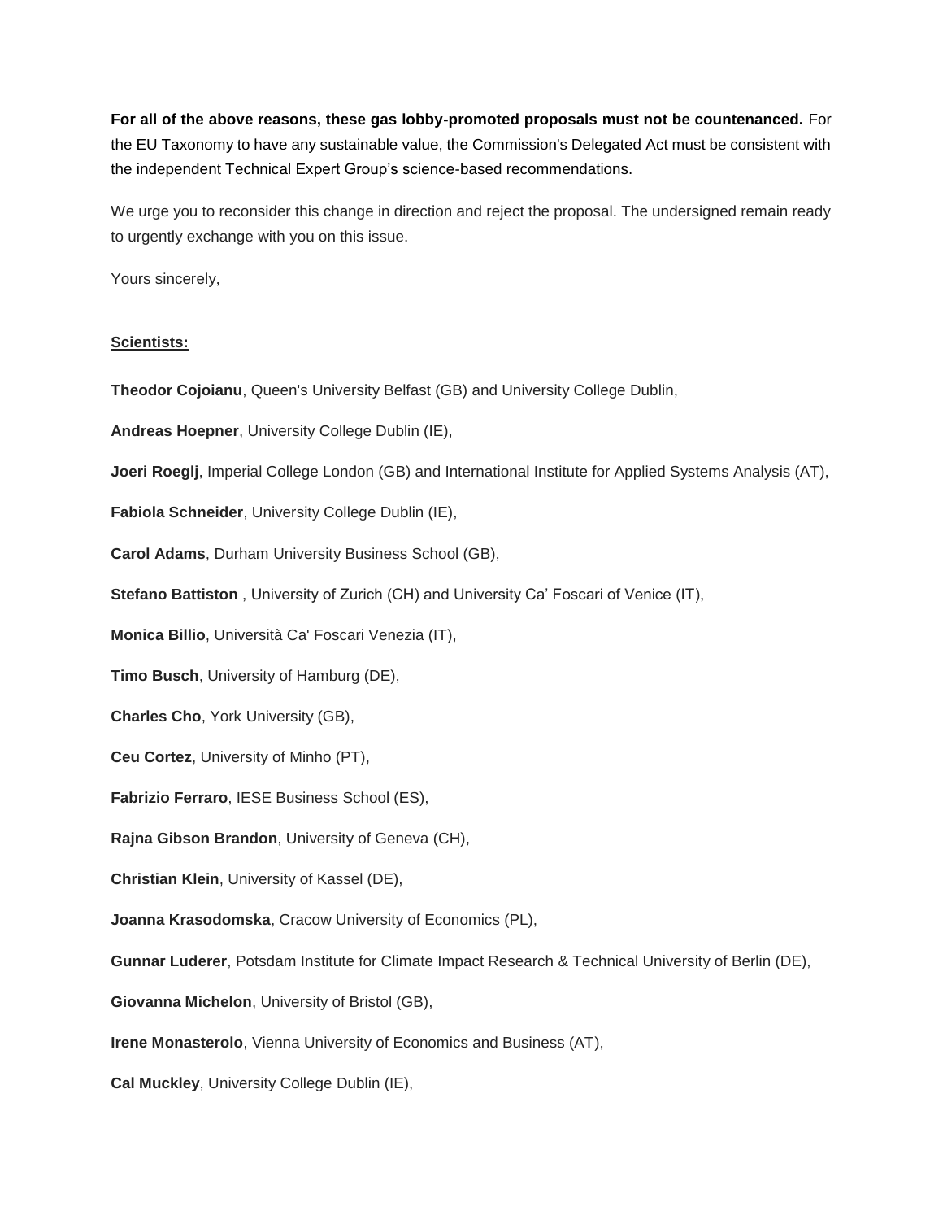**For all of the above reasons, these gas lobby-promoted proposals must not be countenanced.** For the EU Taxonomy to have any sustainable value, the Commission's Delegated Act must be consistent with the independent Technical Expert Group's science-based recommendations.

We urge you to reconsider this change in direction and reject the proposal. The undersigned remain ready to urgently exchange with you on this issue.

Yours sincerely,

**Scientists:**

**Theodor Cojoianu**, Queen's University Belfast (GB) and University College Dublin,

**Andreas Hoepner**, University College Dublin (IE),

**Joeri Roeglj**, Imperial College London (GB) and International Institute for Applied Systems Analysis (AT),

**Fabiola Schneider**, University College Dublin (IE),

**Carol Adams**, Durham University Business School (GB),

**Stefano Battiston** , University of Zurich (CH) and University Ca' Foscari of Venice (IT),

**Monica Billio**, Università Ca' Foscari Venezia (IT),

**Timo Busch**, University of Hamburg (DE),

**Charles Cho**, York University (GB),

**Ceu Cortez**, University of Minho (PT),

**Fabrizio Ferraro**, IESE Business School (ES),

**Rajna Gibson Brandon**, University of Geneva (CH),

**Christian Klein**, University of Kassel (DE),

**Joanna Krasodomska**, Cracow University of Economics (PL),

**Gunnar Luderer**, Potsdam Institute for Climate Impact Research & Technical University of Berlin (DE),

**Giovanna Michelon**, University of Bristol (GB),

**Irene Monasterolo**, Vienna University of Economics and Business (AT),

**Cal Muckley**, University College Dublin (IE),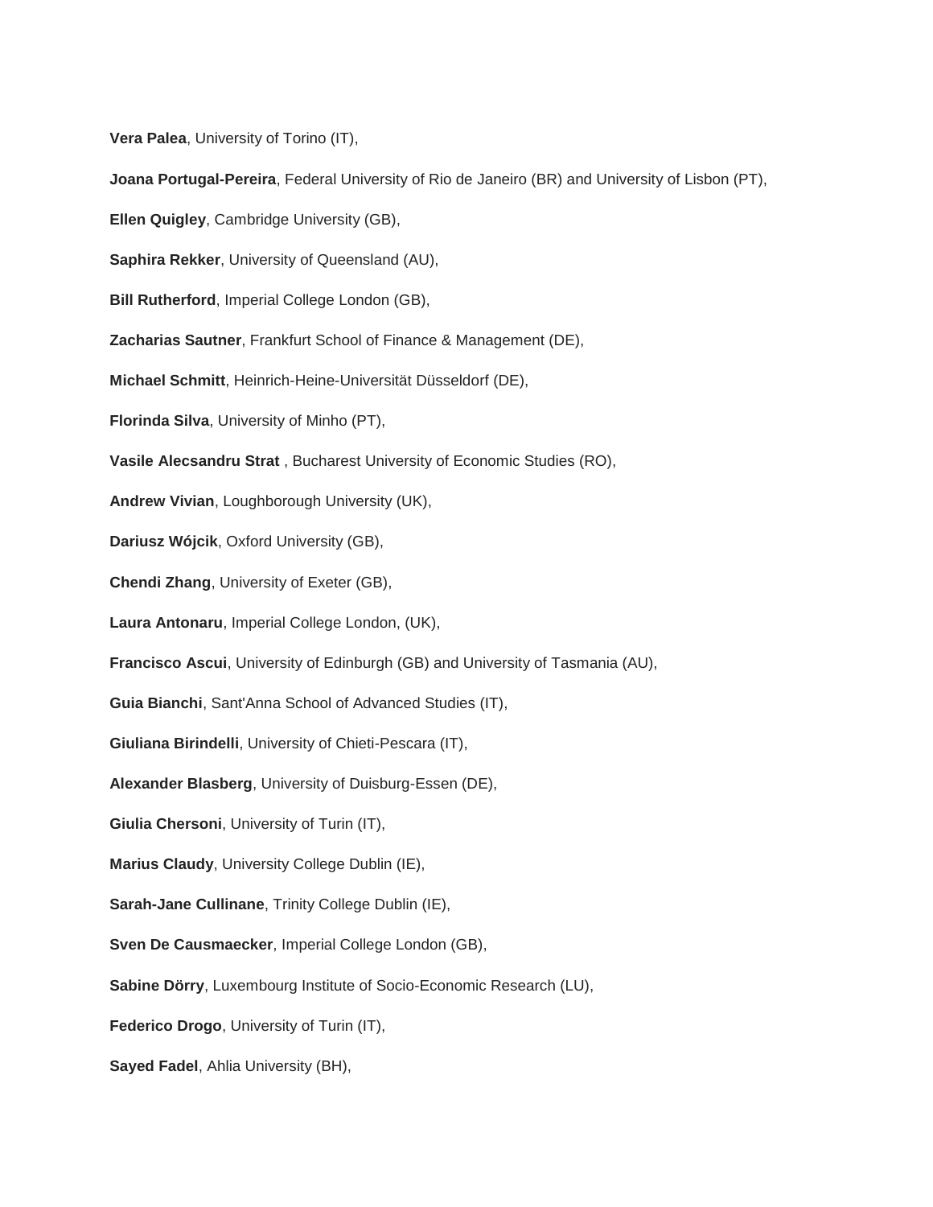**Vera Palea**, University of Torino (IT),

**Joana Portugal-Pereira**, Federal University of Rio de Janeiro (BR) and University of Lisbon (PT),

**Ellen Quigley**, Cambridge University (GB),

**Saphira Rekker**, University of Queensland (AU),

**Bill Rutherford**, Imperial College London (GB),

**Zacharias Sautner**, Frankfurt School of Finance & Management (DE),

**Michael Schmitt**, Heinrich-Heine-Universität Düsseldorf (DE),

**Florinda Silva**, University of Minho (PT),

**Vasile Alecsandru Strat** , Bucharest University of Economic Studies (RO),

**Andrew Vivian**, Loughborough University (UK),

**Dariusz Wójcik**, Oxford University (GB),

**Chendi Zhang**, University of Exeter (GB),

**Laura Antonaru**, Imperial College London, (UK),

**Francisco Ascui**, University of Edinburgh (GB) and University of Tasmania (AU),

**Guia Bianchi**, Sant'Anna School of Advanced Studies (IT),

**Giuliana Birindelli**, University of Chieti-Pescara (IT),

**Alexander Blasberg**, University of Duisburg-Essen (DE),

**Giulia Chersoni**, University of Turin (IT),

**Marius Claudy**, University College Dublin (IE),

**Sarah-Jane Cullinane**, Trinity College Dublin (IE),

**Sven De Causmaecker**, Imperial College London (GB),

**Sabine Dörry**, Luxembourg Institute of Socio-Economic Research (LU),

**Federico Drogo**, University of Turin (IT),

**Sayed Fadel**, Ahlia University (BH),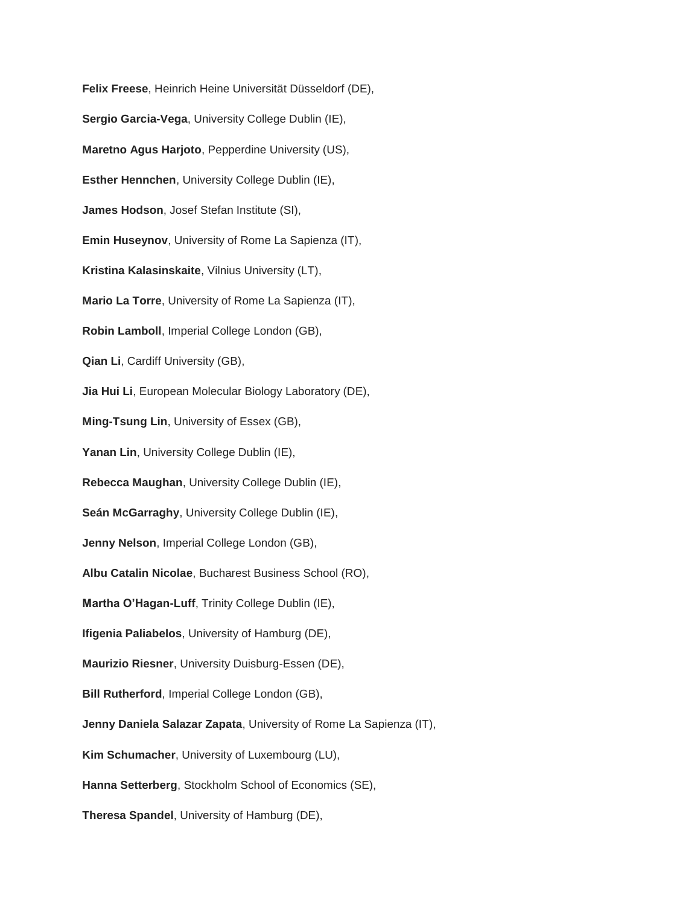**Felix Freese**, Heinrich Heine Universität Düsseldorf (DE),

**Sergio Garcia-Vega**, University College Dublin (IE),

**Maretno Agus Harjoto**, Pepperdine University (US),

**Esther Hennchen**, University College Dublin (IE),

**James Hodson**, Josef Stefan Institute (SI),

**Emin Huseynov**, University of Rome La Sapienza (IT),

**Kristina Kalasinskaite**, Vilnius University (LT),

**Mario La Torre**, University of Rome La Sapienza (IT),

**Robin Lamboll**, Imperial College London (GB),

**Qian Li**, Cardiff University (GB),

**Jia Hui Li**, European Molecular Biology Laboratory (DE),

**Ming-Tsung Lin**, University of Essex (GB),

**Yanan Lin**, University College Dublin (IE),

**Rebecca Maughan**, University College Dublin (IE),

**Seán McGarraghy**, University College Dublin (IE),

**Jenny Nelson**, Imperial College London (GB),

**Albu Catalin Nicolae**, Bucharest Business School (RO),

**Martha O'Hagan-Luff**, Trinity College Dublin (IE),

**Ifigenia Paliabelos**, University of Hamburg (DE),

**Maurizio Riesner**, University Duisburg-Essen (DE),

**Bill Rutherford**, Imperial College London (GB),

**Jenny Daniela Salazar Zapata**, University of Rome La Sapienza (IT),

**Kim Schumacher**, University of Luxembourg (LU),

**Hanna Setterberg**, Stockholm School of Economics (SE),

**Theresa Spandel**, University of Hamburg (DE),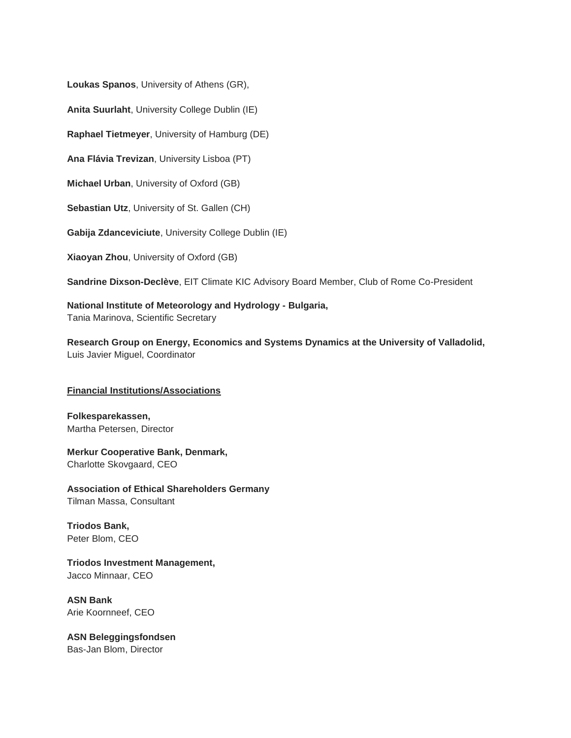**Loukas Spanos**, University of Athens (GR),

**Anita Suurlaht**, University College Dublin (IE)

**Raphael Tietmeyer**, University of Hamburg (DE)

**Ana Flávia Trevizan**, University Lisboa (PT)

**Michael Urban**, University of Oxford (GB)

**Sebastian Utz**, University of St. Gallen (CH)

**Gabija Zdanceviciute**, University College Dublin (IE)

**Xiaoyan Zhou**, University of Oxford (GB)

**Sandrine Dixson-Declève**, EIT Climate KIC Advisory Board Member, Club of Rome Co-President

**National Institute of Meteorology and Hydrology - Bulgaria,**
Tania Marinova, Scientific Secretary

**Research Group on Energy, Economics and Systems Dynamics at the University of Valladolid,**
Luis Javier Miguel, Coordinator

**Financial Institutions/Associations**

**Folkesparekassen,**
Martha Petersen, Director

**Merkur Cooperative Bank, Denmark,**
Charlotte Skovgaard, CEO

**Association of Ethical Shareholders Germany**
Tilman Massa, Consultant

**Triodos Bank,**
Peter Blom, CEO

**Triodos Investment Management,**
Jacco Minnaar, CEO

**ASN Bank**
Arie Koornneef, CEO

**ASN Beleggingsfondsen**
Bas-Jan Blom, Director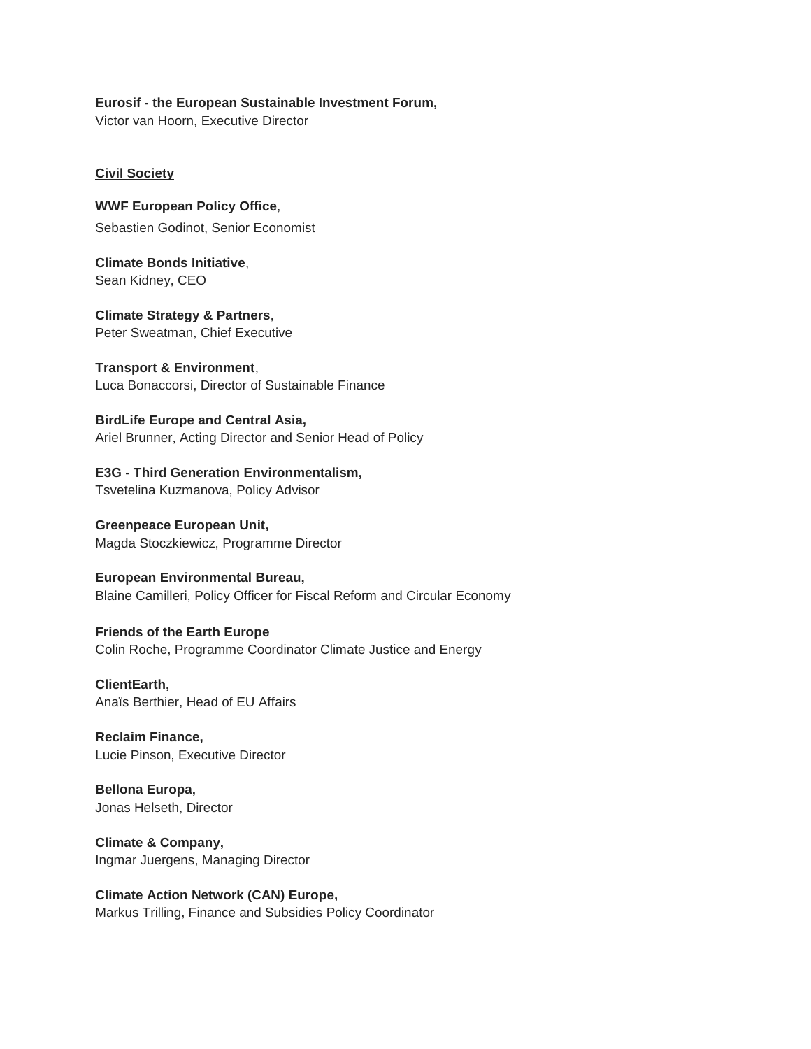**Eurosif - the European Sustainable Investment Forum,**
Victor van Hoorn, Executive Director

**Civil Society**

**WWF European Policy Office**,
Sebastien Godinot, Senior Economist

**Climate Bonds Initiative**,
Sean Kidney, CEO

**Climate Strategy & Partners**,
Peter Sweatman, Chief Executive

**Transport & Environment**,
Luca Bonaccorsi, Director of Sustainable Finance

**BirdLife Europe and Central Asia,**
Ariel Brunner, Acting Director and Senior Head of Policy

**E3G - Third Generation Environmentalism,**
Tsvetelina Kuzmanova, Policy Advisor

**Greenpeace European Unit,**
Magda Stoczkiewicz, Programme Director

**European Environmental Bureau,**
Blaine Camilleri, Policy Officer for Fiscal Reform and Circular Economy

**Friends of the Earth Europe**
Colin Roche, Programme Coordinator Climate Justice and Energy

**ClientEarth,**
Anaïs Berthier, Head of EU Affairs

**Reclaim Finance,**
Lucie Pinson, Executive Director

**Bellona Europa,**
Jonas Helseth, Director

**Climate & Company,**
Ingmar Juergens, Managing Director

**Climate Action Network (CAN) Europe,**
Markus Trilling, Finance and Subsidies Policy Coordinator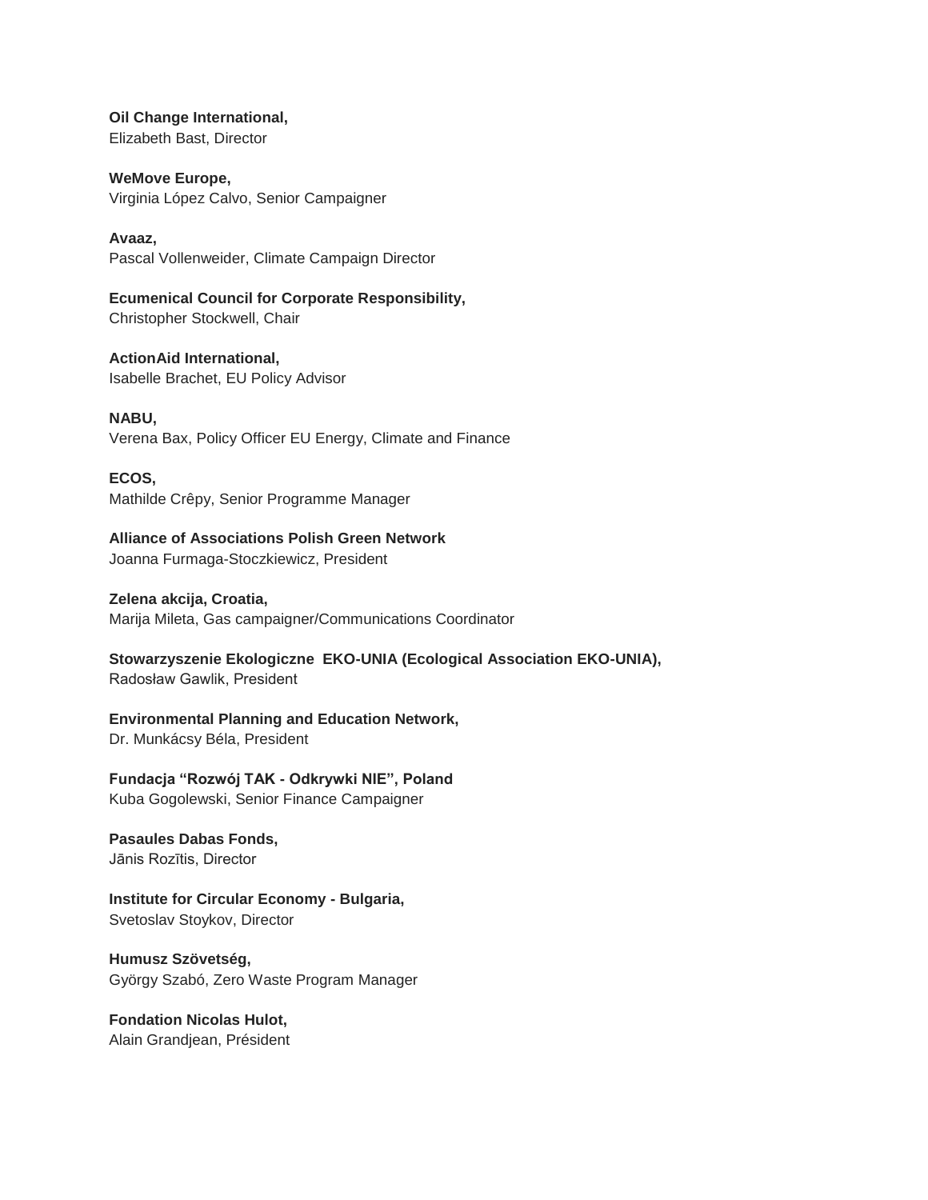**Oil Change International,**
Elizabeth Bast, Director

**WeMove Europe,**
Virginia López Calvo, Senior Campaigner

**Avaaz,**
Pascal Vollenweider, Climate Campaign Director

**Ecumenical Council for Corporate Responsibility,**
Christopher Stockwell, Chair

**ActionAid International,**
Isabelle Brachet, EU Policy Advisor

**NABU,**
Verena Bax, Policy Officer EU Energy, Climate and Finance

**ECOS,**
Mathilde Crêpy, Senior Programme Manager

**Alliance of Associations Polish Green Network**
Joanna Furmaga-Stoczkiewicz, President

**Zelena akcija, Croatia,**
Marija Mileta, Gas campaigner/Communications Coordinator

**Stowarzyszenie Ekologiczne EKO-UNIA (Ecological Association EKO-UNIA),**
Radosław Gawlik, President

**Environmental Planning and Education Network,**
Dr. Munkácsy Béla, President

**Fundacja "Rozwój TAK - Odkrywki NIE", Poland**
Kuba Gogolewski, Senior Finance Campaigner

**Pasaules Dabas Fonds,**
Jānis Rozītis, Director

**Institute for Circular Economy - Bulgaria,**
Svetoslav Stoykov, Director

**Humusz Szövetség,**
György Szabó, Zero Waste Program Manager

**Fondation Nicolas Hulot,**
Alain Grandjean, Président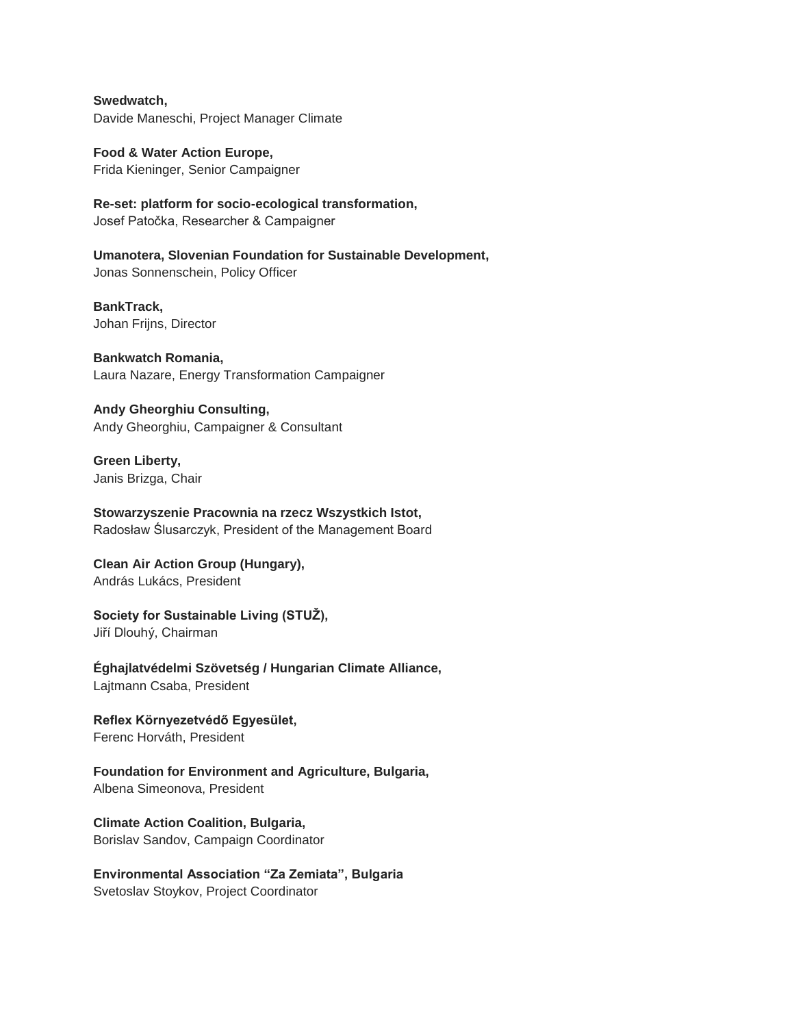**Swedwatch,**
Davide Maneschi, Project Manager Climate

**Food & Water Action Europe,**
Frida Kieninger, Senior Campaigner

**Re-set: platform for socio-ecological transformation,**
Josef Patočka, Researcher & Campaigner

**Umanotera, Slovenian Foundation for Sustainable Development,**
Jonas Sonnenschein, Policy Officer

**BankTrack,**
Johan Frijns, Director

**Bankwatch Romania,**
Laura Nazare, Energy Transformation Campaigner

**Andy Gheorghiu Consulting,**
Andy Gheorghiu, Campaigner & Consultant

**Green Liberty,**
Janis Brizga, Chair

**Stowarzyszenie Pracownia na rzecz Wszystkich Istot,**
Radosław Ślusarczyk, President of the Management Board

**Clean Air Action Group (Hungary),**
András Lukács, President

**Society for Sustainable Living (STUŽ),**
Jiří Dlouhý, Chairman

**Éghajlatvédelmi Szövetség / Hungarian Climate Alliance,**
Lajtmann Csaba, President

**Reflex Környezetvédő Egyesület,**
Ferenc Horváth, President

**Foundation for Environment and Agriculture, Bulgaria,**
Albena Simeonova, President

**Climate Action Coalition, Bulgaria,**
Borislav Sandov, Campaign Coordinator

**Environmental Association "Za Zemiata", Bulgaria**
Svetoslav Stoykov, Project Coordinator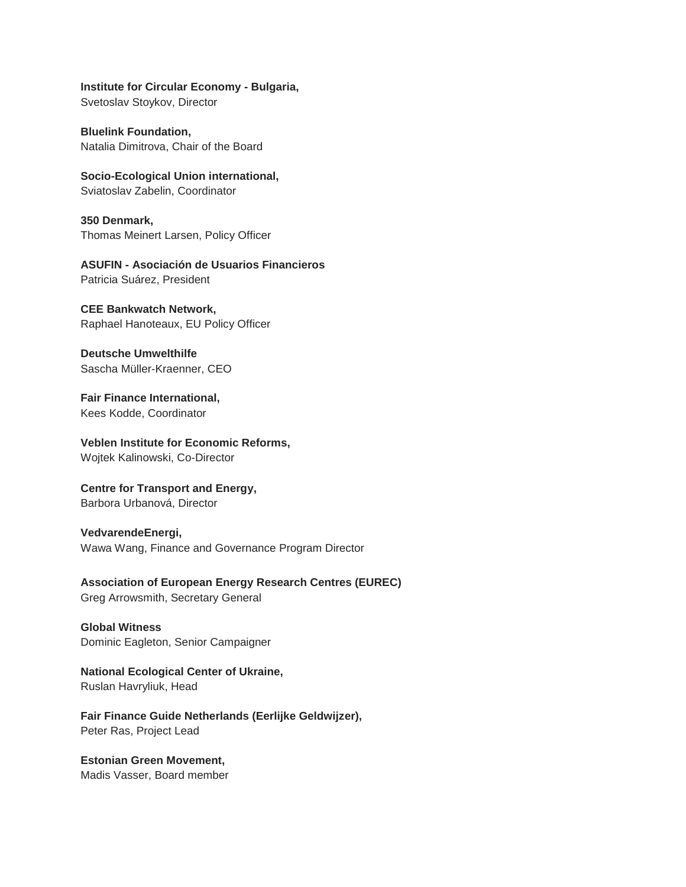**Institute for Circular Economy - Bulgaria,**
Svetoslav Stoykov, Director

**Bluelink Foundation,**
Natalia Dimitrova, Chair of the Board

**Socio-Ecological Union international,**
Sviatoslav Zabelin, Coordinator

**350 Denmark,**
Thomas Meinert Larsen, Policy Officer

**ASUFIN - Asociación de Usuarios Financieros**
Patricia Suárez, President

**CEE Bankwatch Network,**
Raphael Hanoteaux, EU Policy Officer

**Deutsche Umwelthilfe**
Sascha Müller-Kraenner, CEO

**Fair Finance International,**
Kees Kodde, Coordinator

**Veblen Institute for Economic Reforms,**
Wojtek Kalinowski, Co-Director

**Centre for Transport and Energy,**
Barbora Urbanová, Director

**VedvarendeEnergi,**
Wawa Wang, Finance and Governance Program Director

**Association of European Energy Research Centres (EUREC)**
Greg Arrowsmith, Secretary General

**Global Witness**
Dominic Eagleton, Senior Campaigner

**National Ecological Center of Ukraine,**
Ruslan Havryliuk, Head

**Fair Finance Guide Netherlands (Eerlijke Geldwijzer),**
Peter Ras, Project Lead

**Estonian Green Movement,**
Madis Vasser, Board member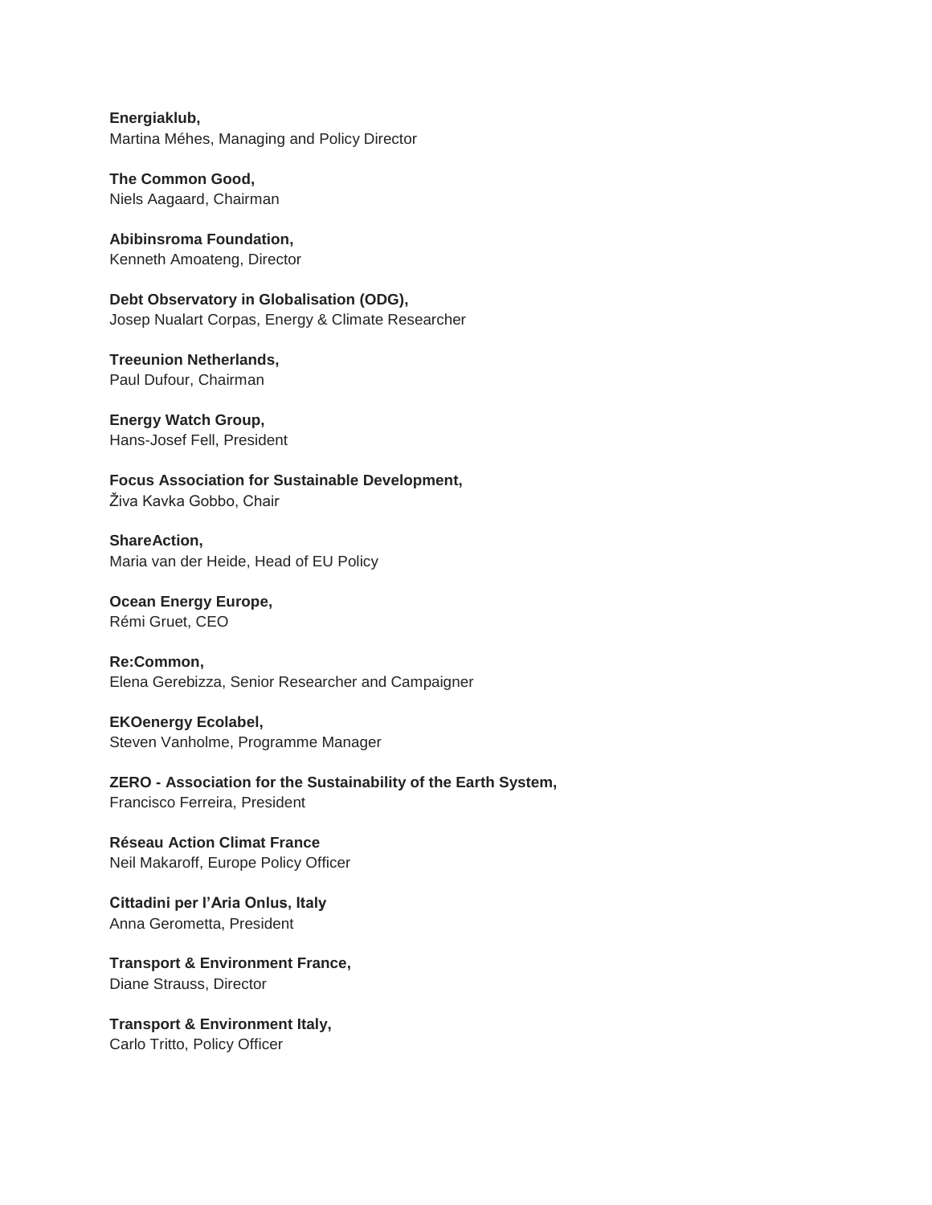**Energiaklub,**
Martina Méhes, Managing and Policy Director

**The Common Good,**
Niels Aagaard, Chairman

**Abibinsroma Foundation,**
Kenneth Amoateng, Director

**Debt Observatory in Globalisation (ODG),**
Josep Nualart Corpas, Energy & Climate Researcher

**Treeunion Netherlands,**
Paul Dufour, Chairman

**Energy Watch Group,**
Hans-Josef Fell, President

**Focus Association for Sustainable Development,**
Živa Kavka Gobbo, Chair

**ShareAction,**
Maria van der Heide, Head of EU Policy

**Ocean Energy Europe,**
Rémi Gruet, CEO

**Re:Common,**
Elena Gerebizza, Senior Researcher and Campaigner

**EKOenergy Ecolabel,**
Steven Vanholme, Programme Manager

**ZERO - Association for the Sustainability of the Earth System,**
Francisco Ferreira, President

**Réseau Action Climat France**
Neil Makaroff, Europe Policy Officer

**Cittadini per l'Aria Onlus, Italy**
Anna Gerometta, President

**Transport & Environment France,**
Diane Strauss, Director

**Transport & Environment Italy,**
Carlo Tritto, Policy Officer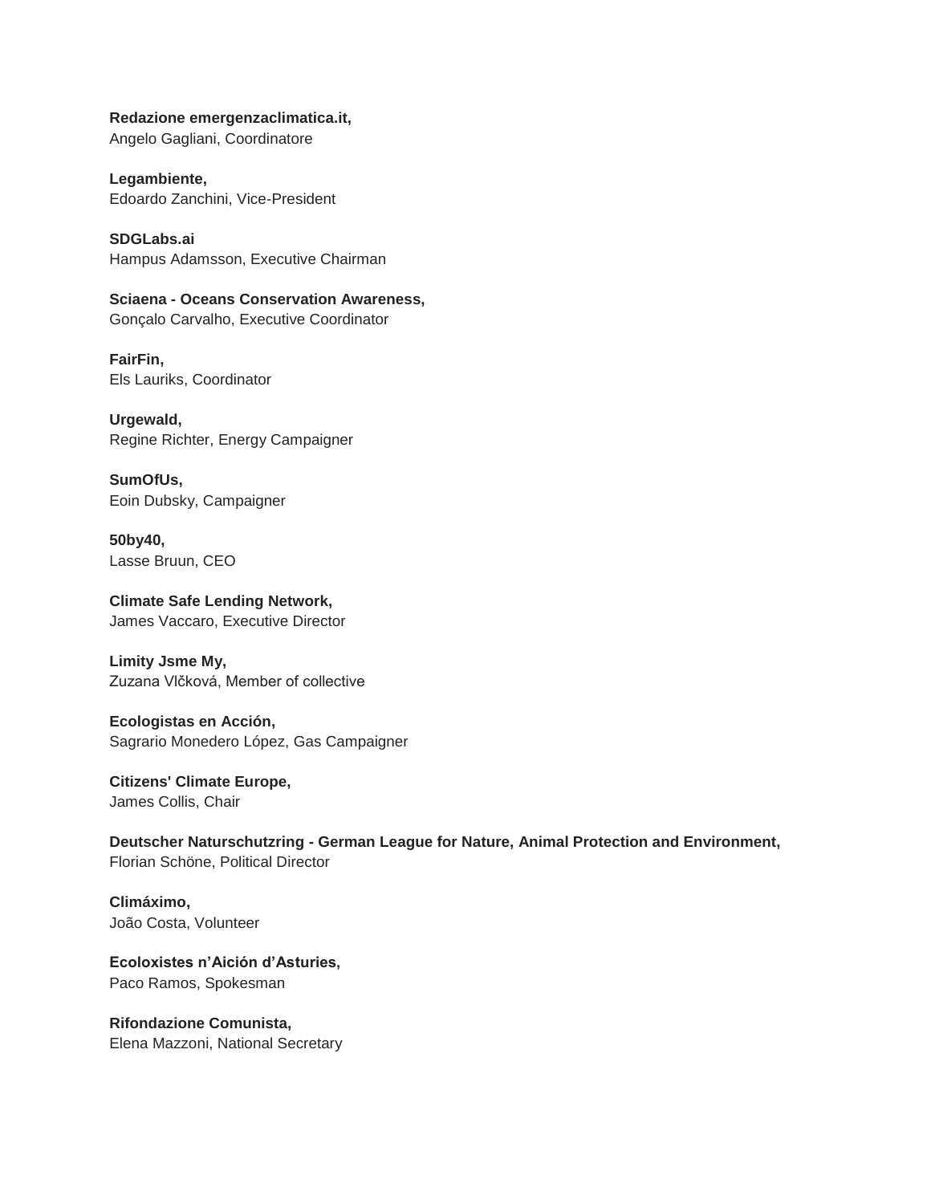**Redazione emergenzaclimatica.it,**
Angelo Gagliani, Coordinatore

**Legambiente,**
Edoardo Zanchini, Vice-President

**SDGLabs.ai**
Hampus Adamsson, Executive Chairman

**Sciaena - Oceans Conservation Awareness,**
Gonçalo Carvalho, Executive Coordinator

**FairFin,**
Els Lauriks, Coordinator

**Urgewald,**
Regine Richter, Energy Campaigner

**SumOfUs,**
Eoin Dubsky, Campaigner

**50by40,**
Lasse Bruun, CEO

**Climate Safe Lending Network,**
James Vaccaro, Executive Director

**Limity Jsme My,**
Zuzana Vlčková, Member of collective

**Ecologistas en Acción,**
Sagrario Monedero López, Gas Campaigner

**Citizens' Climate Europe,**
James Collis, Chair

**Deutscher Naturschutzring - German League for Nature, Animal Protection and Environment,**
Florian Schöne, Political Director

**Climáximo,**
João Costa, Volunteer

**Ecoloxistes n'Aición d'Asturies,**
Paco Ramos, Spokesman

**Rifondazione Comunista,**
Elena Mazzoni, National Secretary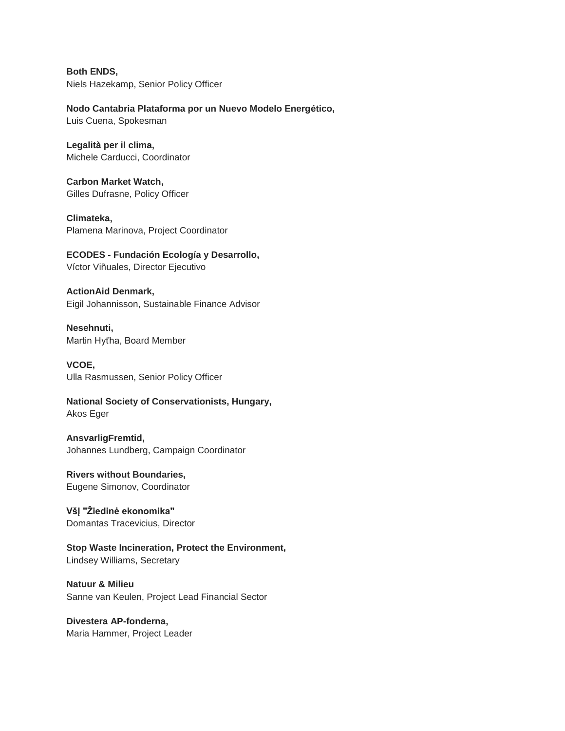**Both ENDS,**
Niels Hazekamp, Senior Policy Officer

**Nodo Cantabria Plataforma por un Nuevo Modelo Energético,**
Luis Cuena, Spokesman

**Legalità per il clima,**
Michele Carducci, Coordinator

**Carbon Market Watch,**
Gilles Dufrasne, Policy Officer

**Climateka,**
Plamena Marinova, Project Coordinator

**ECODES - Fundación Ecología y Desarrollo,**
Víctor Viñuales, Director Ejecutivo

**ActionAid Denmark,**
Eigil Johannisson, Sustainable Finance Advisor

**Nesehnuti,**
Martin Hyťha, Board Member

**VCOE,**
Ulla Rasmussen, Senior Policy Officer

**National Society of Conservationists, Hungary,**
Akos Eger

**AnsvarligFremtid,**
Johannes Lundberg, Campaign Coordinator

**Rivers without Boundaries,**
Eugene Simonov, Coordinator

**VšĮ "Žiedinė ekonomika"**
Domantas Tracevicius, Director

**Stop Waste Incineration, Protect the Environment,**
Lindsey Williams, Secretary

**Natuur & Milieu**
Sanne van Keulen, Project Lead Financial Sector

**Divestera AP-fonderna,**
Maria Hammer, Project Leader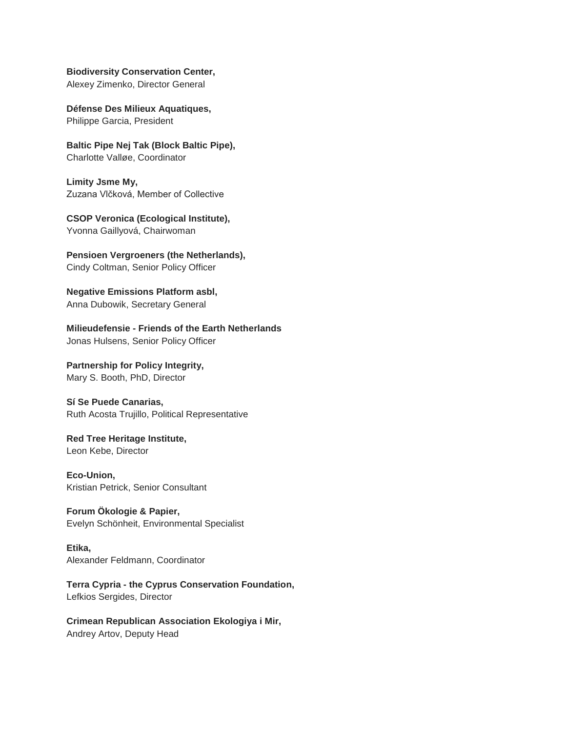**Biodiversity Conservation Center,**
Alexey Zimenko, Director General

**Défense Des Milieux Aquatiques,**
Philippe Garcia, President

**Baltic Pipe Nej Tak (Block Baltic Pipe),**
Charlotte Valløe, Coordinator

**Limity Jsme My,**
Zuzana Vlčková, Member of Collective

**CSOP Veronica (Ecological Institute),**
Yvonna Gaillyová, Chairwoman

**Pensioen Vergroeners (the Netherlands),**
Cindy Coltman, Senior Policy Officer

**Negative Emissions Platform asbl,**
Anna Dubowik, Secretary General

**Milieudefensie - Friends of the Earth Netherlands**
Jonas Hulsens, Senior Policy Officer

**Partnership for Policy Integrity,**
Mary S. Booth, PhD, Director

**Sí Se Puede Canarias,**
Ruth Acosta Trujillo, Political Representative

**Red Tree Heritage Institute,**
Leon Kebe, Director

**Eco-Union,**
Kristian Petrick, Senior Consultant

**Forum Ökologie & Papier,**
Evelyn Schönheit, Environmental Specialist

**Etika,**
Alexander Feldmann, Coordinator

**Terra Cypria - the Cyprus Conservation Foundation,**
Lefkios Sergides, Director

**Crimean Republican Association Ekologiya i Mir,**
Andrey Artov, Deputy Head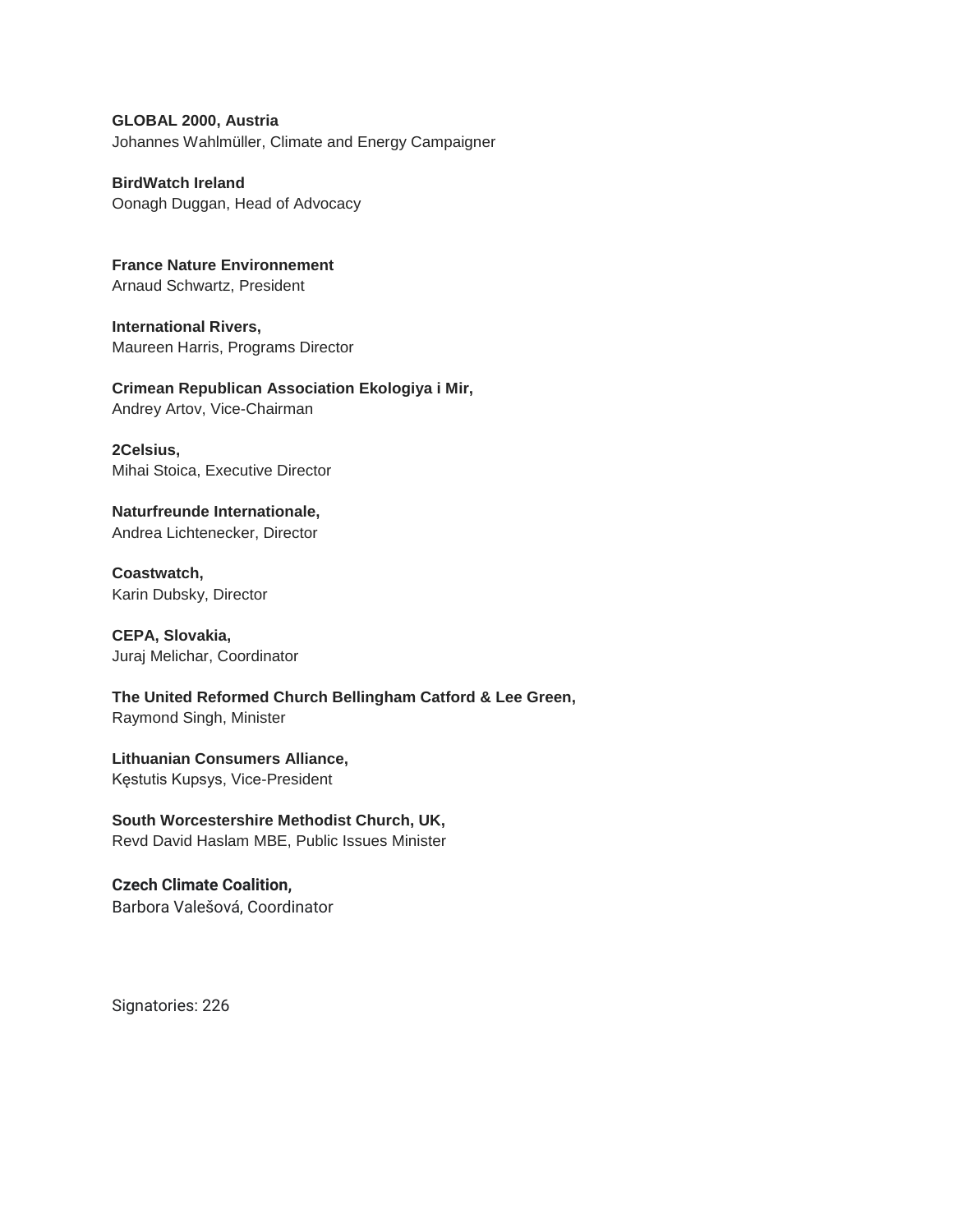**GLOBAL 2000, Austria**
Johannes Wahlmüller, Climate and Energy Campaigner

**BirdWatch Ireland**
Oonagh Duggan, Head of Advocacy

**France Nature Environnement**
Arnaud Schwartz, President

**International Rivers,**
Maureen Harris, Programs Director

**Crimean Republican Association Ekologiya i Mir,**
Andrey Artov, Vice-Chairman

**2Celsius,**
Mihai Stoica, Executive Director

**Naturfreunde Internationale,**
Andrea Lichtenecker, Director

**Coastwatch,**
Karin Dubsky, Director

**CEPA, Slovakia,**
Juraj Melichar, Coordinator

**The United Reformed Church Bellingham Catford & Lee Green,**
Raymond Singh, Minister

**Lithuanian Consumers Alliance,**
Kęstutis Kupsys, Vice-President

**South Worcestershire Methodist Church, UK,**
Revd David Haslam MBE, Public Issues Minister

**Czech Climate Coalition,**
Barbora Valešová, Coordinator

Signatories: 226